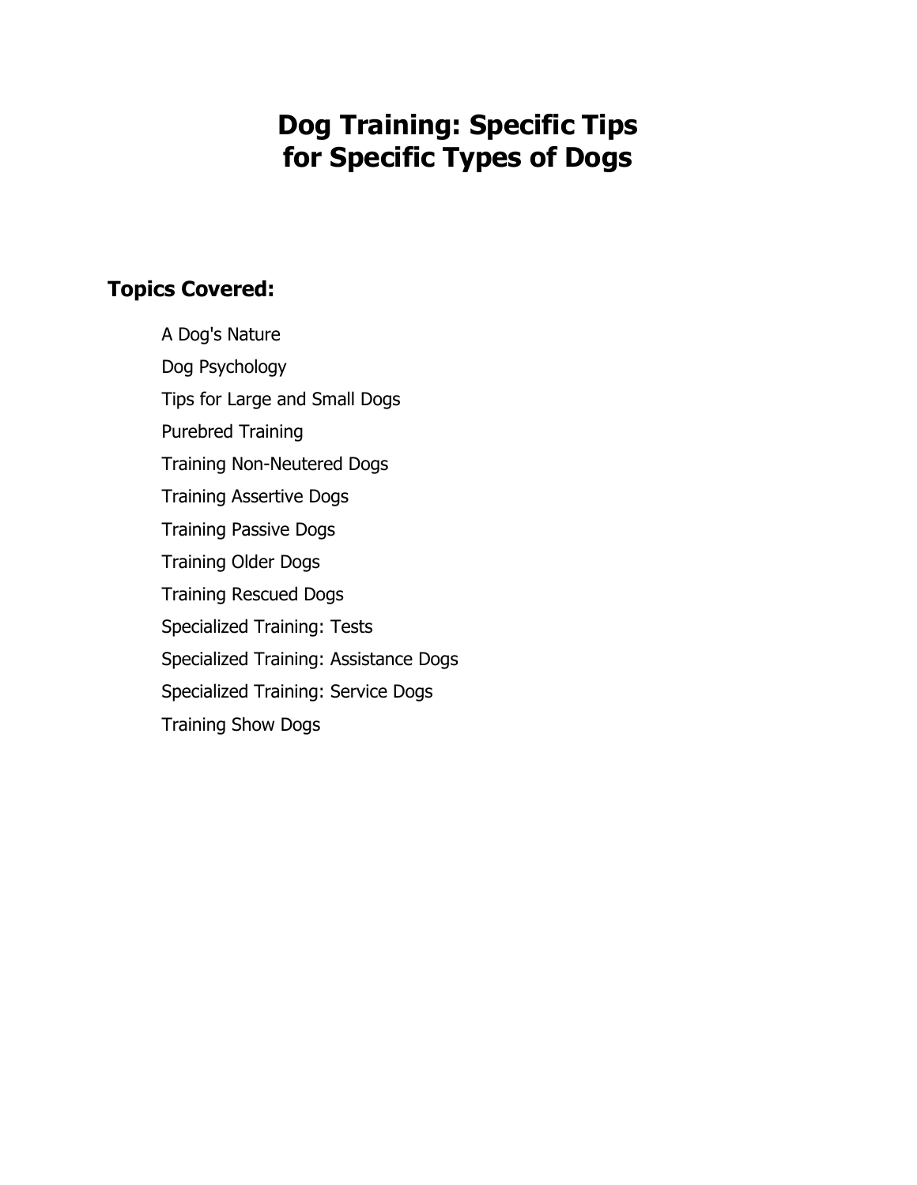# Dog Training: Specific Tips for Specific Types of Dogs

## Topics Covered:

- A Dog's Nature
- Dog Psychology
- Tips for Large and Small Dogs
- Purebred Training
- Training Non-Neutered Dogs
- Training Assertive Dogs
- Training Passive Dogs
- Training Older Dogs
- Training Rescued Dogs
- Specialized Training: Tests
- Specialized Training: Assistance Dogs
- Specialized Training: Service Dogs
- Training Show Dogs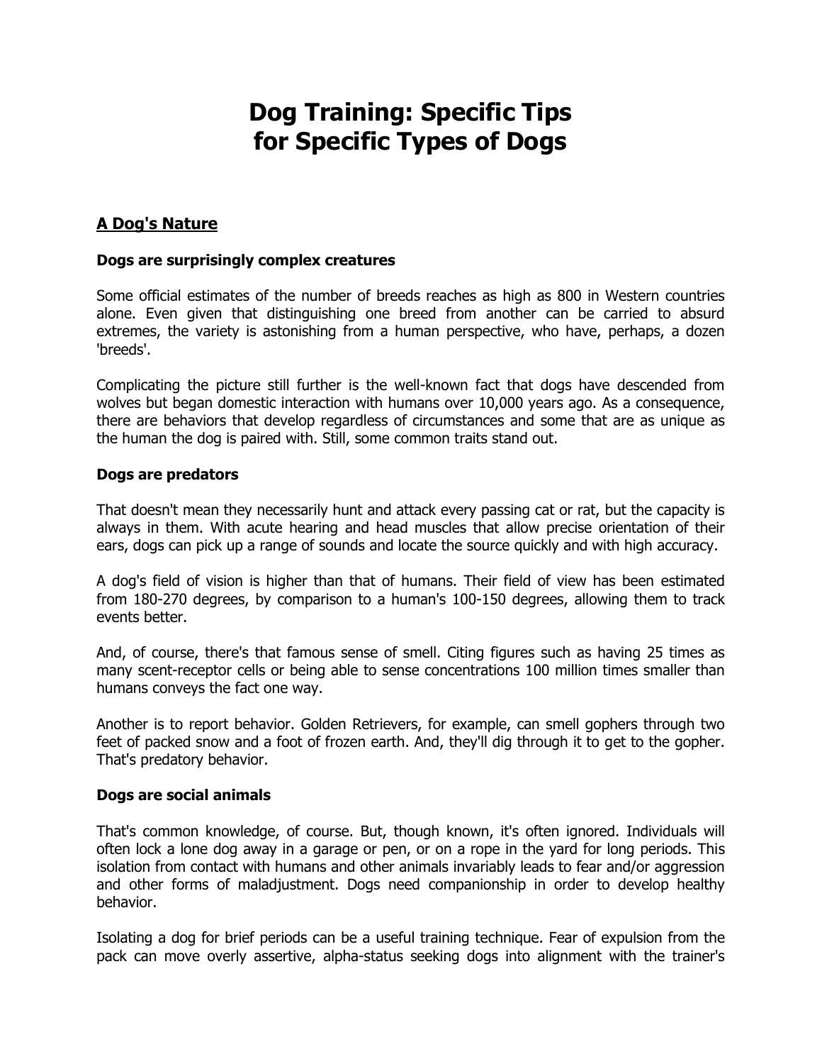# Dog Training: Specific Tips for Specific Types of Dogs

## A Dog's Nature

**Dogs are surprisingly complex creatures**

Some official estimates of the number of breeds reaches as high as 800 in Western countries alone. Even given that distinguishing one breed from another can be carried to absurd extremes, the variety is astonishing from a human perspective, who have, perhaps, a dozen 'breeds'.

Complicating the picture still further is the well-known fact that dogs have descended from wolves but began domestic interaction with humans over 10,000 years ago. As a consequence, there are behaviors that develop regardless of circumstances and some that are as unique as the human the dog is paired with. Still, some common traits stand out.

**Dogs are predators**

That doesn't mean they necessarily hunt and attack every passing cat or rat, but the capacity is always in them. With acute hearing and head muscles that allow precise orientation of their ears, dogs can pick up a range of sounds and locate the source quickly and with high accuracy.

A dog's field of vision is higher than that of humans. Their field of view has been estimated from 180-270 degrees, by comparison to a human's 100-150 degrees, allowing them to track events better.

And, of course, there's that famous sense of smell. Citing figures such as having 25 times as many scent-receptor cells or being able to sense concentrations 100 million times smaller than humans conveys the fact one way.

Another is to report behavior. Golden Retrievers, for example, can smell gophers through two feet of packed snow and a foot of frozen earth. And, they'll dig through it to get to the gopher. That's predatory behavior.

**Dogs are social animals**

That's common knowledge, of course. But, though known, it's often ignored. Individuals will often lock a lone dog away in a garage or pen, or on a rope in the yard for long periods. This isolation from contact with humans and other animals invariably leads to fear and/or aggression and other forms of maladjustment. Dogs need companionship in order to develop healthy behavior.

Isolating a dog for brief periods can be a useful training technique. Fear of expulsion from the pack can move overly assertive, alpha-status seeking dogs into alignment with the trainer's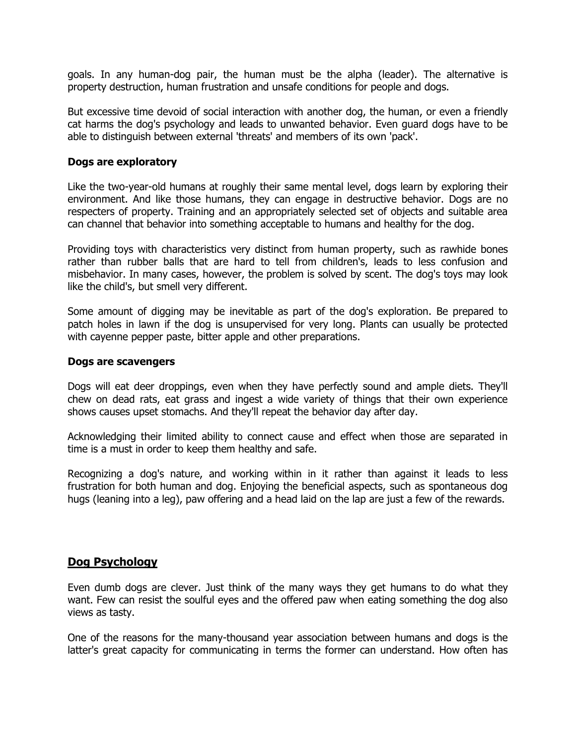goals. In any human-dog pair, the human must be the alpha (leader). The alternative is property destruction, human frustration and unsafe conditions for people and dogs.

But excessive time devoid of social interaction with another dog, the human, or even a friendly cat harms the dog's psychology and leads to unwanted behavior. Even guard dogs have to be able to distinguish between external 'threats' and members of its own 'pack'.

**Dogs are exploratory**

Like the two-year-old humans at roughly their same mental level, dogs learn by exploring their environment. And like those humans, they can engage in destructive behavior. Dogs are no respecters of property. Training and an appropriately selected set of objects and suitable area can channel that behavior into something acceptable to humans and healthy for the dog.

Providing toys with characteristics very distinct from human property, such as rawhide bones rather than rubber balls that are hard to tell from children's, leads to less confusion and misbehavior. In many cases, however, the problem is solved by scent. The dog's toys may look like the child's, but smell very different.

Some amount of digging may be inevitable as part of the dog's exploration. Be prepared to patch holes in lawn if the dog is unsupervised for very long. Plants can usually be protected with cayenne pepper paste, bitter apple and other preparations.

**Dogs are scavengers**

Dogs will eat deer droppings, even when they have perfectly sound and ample diets. They'll chew on dead rats, eat grass and ingest a wide variety of things that their own experience shows causes upset stomachs. And they'll repeat the behavior day after day.

Acknowledging their limited ability to connect cause and effect when those are separated in time is a must in order to keep them healthy and safe.

Recognizing a dog's nature, and working within in it rather than against it leads to less frustration for both human and dog. Enjoying the beneficial aspects, such as spontaneous dog hugs (leaning into a leg), paw offering and a head laid on the lap are just a few of the rewards.

## Dog Psychology

Even dumb dogs are clever. Just think of the many ways they get humans to do what they want. Few can resist the soulful eyes and the offered paw when eating something the dog also views as tasty.

One of the reasons for the many-thousand year association between humans and dogs is the latter's great capacity for communicating in terms the former can understand. How often has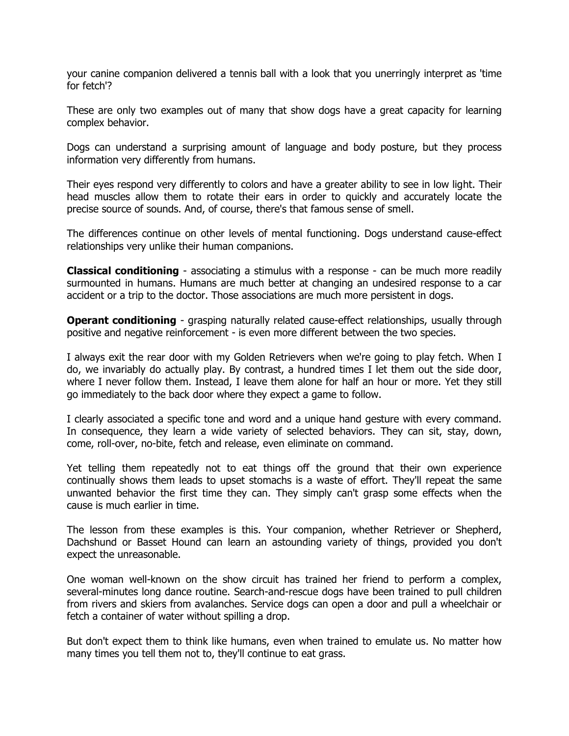your canine companion delivered a tennis ball with a look that you unerringly interpret as 'time for fetch'?

These are only two examples out of many that show dogs have a great capacity for learning complex behavior.

Dogs can understand a surprising amount of language and body posture, but they process information very differently from humans.

Their eyes respond very differently to colors and have a greater ability to see in low light. Their head muscles allow them to rotate their ears in order to quickly and accurately locate the precise source of sounds. And, of course, there's that famous sense of smell.

The differences continue on other levels of mental functioning. Dogs understand cause-effect relationships very unlike their human companions.

**Classical conditioning** - associating a stimulus with a response - can be much more readily surmounted in humans. Humans are much better at changing an undesired response to a car accident or a trip to the doctor. Those associations are much more persistent in dogs.

**Operant conditioning** - grasping naturally related cause-effect relationships, usually through positive and negative reinforcement - is even more different between the two species.

I always exit the rear door with my Golden Retrievers when we're going to play fetch. When I do, we invariably do actually play. By contrast, a hundred times I let them out the side door, where I never follow them. Instead, I leave them alone for half an hour or more. Yet they still go immediately to the back door where they expect a game to follow.

I clearly associated a specific tone and word and a unique hand gesture with every command. In consequence, they learn a wide variety of selected behaviors. They can sit, stay, down, come, roll-over, no-bite, fetch and release, even eliminate on command.

Yet telling them repeatedly not to eat things off the ground that their own experience continually shows them leads to upset stomachs is a waste of effort. They'll repeat the same unwanted behavior the first time they can. They simply can't grasp some effects when the cause is much earlier in time.

The lesson from these examples is this. Your companion, whether Retriever or Shepherd, Dachshund or Basset Hound can learn an astounding variety of things, provided you don't expect the unreasonable.

One woman well-known on the show circuit has trained her friend to perform a complex, several-minutes long dance routine. Search-and-rescue dogs have been trained to pull children from rivers and skiers from avalanches. Service dogs can open a door and pull a wheelchair or fetch a container of water without spilling a drop.

But don't expect them to think like humans, even when trained to emulate us. No matter how many times you tell them not to, they'll continue to eat grass.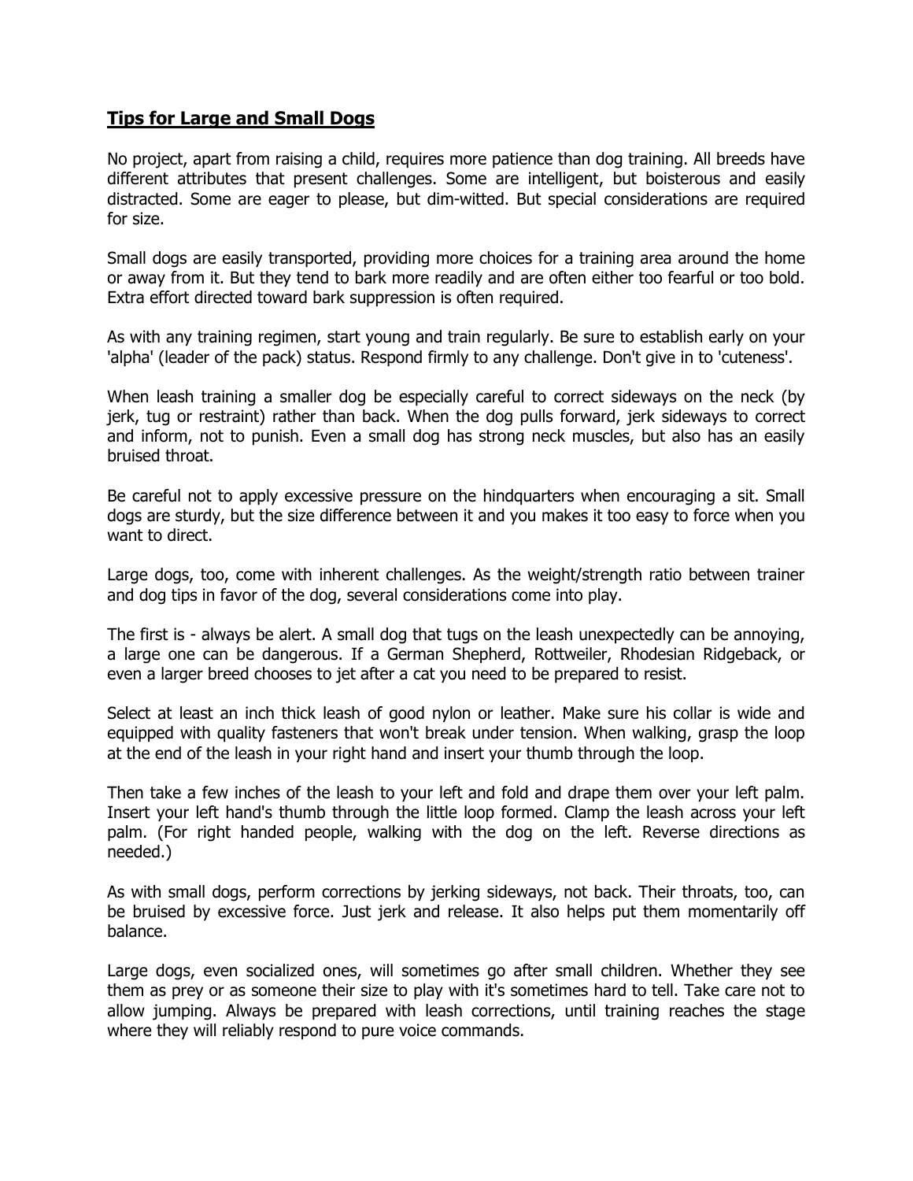## Tips for Large and Small Dogs

No project, apart from raising a child, requires more patience than dog training. All breeds have different attributes that present challenges. Some are intelligent, but boisterous and easily distracted. Some are eager to please, but dim-witted. But special considerations are required for size.

Small dogs are easily transported, providing more choices for a training area around the home or away from it. But they tend to bark more readily and are often either too fearful or too bold. Extra effort directed toward bark suppression is often required.

As with any training regimen, start young and train regularly. Be sure to establish early on your 'alpha' (leader of the pack) status. Respond firmly to any challenge. Don't give in to 'cuteness'.

When leash training a smaller dog be especially careful to correct sideways on the neck (by jerk, tug or restraint) rather than back. When the dog pulls forward, jerk sideways to correct and inform, not to punish. Even a small dog has strong neck muscles, but also has an easily bruised throat.

Be careful not to apply excessive pressure on the hindquarters when encouraging a sit. Small dogs are sturdy, but the size difference between it and you makes it too easy to force when you want to direct.

Large dogs, too, come with inherent challenges. As the weight/strength ratio between trainer and dog tips in favor of the dog, several considerations come into play.

The first is - always be alert. A small dog that tugs on the leash unexpectedly can be annoying, a large one can be dangerous. If a German Shepherd, Rottweiler, Rhodesian Ridgeback, or even a larger breed chooses to jet after a cat you need to be prepared to resist.

Select at least an inch thick leash of good nylon or leather. Make sure his collar is wide and equipped with quality fasteners that won't break under tension. When walking, grasp the loop at the end of the leash in your right hand and insert your thumb through the loop.

Then take a few inches of the leash to your left and fold and drape them over your left palm. Insert your left hand's thumb through the little loop formed. Clamp the leash across your left palm. (For right handed people, walking with the dog on the left. Reverse directions as needed.)

As with small dogs, perform corrections by jerking sideways, not back. Their throats, too, can be bruised by excessive force. Just jerk and release. It also helps put them momentarily off balance.

Large dogs, even socialized ones, will sometimes go after small children. Whether they see them as prey or as someone their size to play with it's sometimes hard to tell. Take care not to allow jumping. Always be prepared with leash corrections, until training reaches the stage where they will reliably respond to pure voice commands.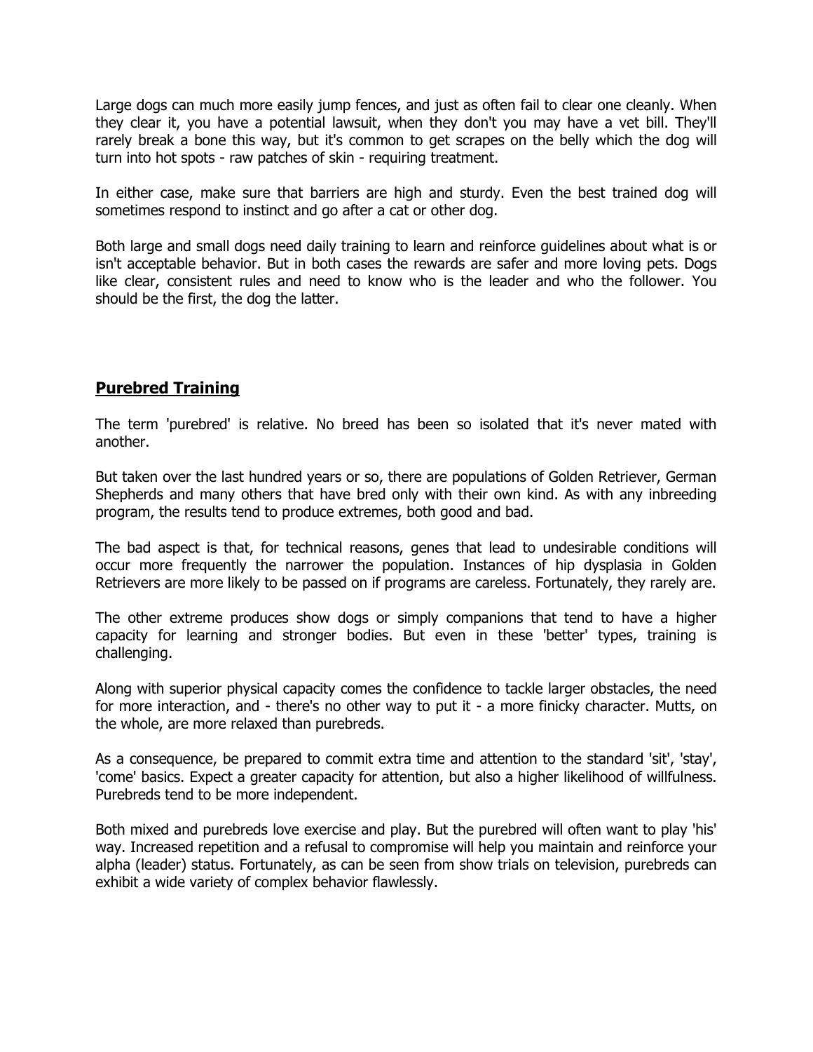Large dogs can much more easily jump fences, and just as often fail to clear one cleanly. When they clear it, you have a potential lawsuit, when they don't you may have a vet bill. They'll rarely break a bone this way, but it's common to get scrapes on the belly which the dog will turn into hot spots - raw patches of skin - requiring treatment.

In either case, make sure that barriers are high and sturdy. Even the best trained dog will sometimes respond to instinct and go after a cat or other dog.

Both large and small dogs need daily training to learn and reinforce guidelines about what is or isn't acceptable behavior. But in both cases the rewards are safer and more loving pets. Dogs like clear, consistent rules and need to know who is the leader and who the follower. You should be the first, the dog the latter.

## Purebred Training

The term 'purebred' is relative. No breed has been so isolated that it's never mated with another.

But taken over the last hundred years or so, there are populations of Golden Retriever, German Shepherds and many others that have bred only with their own kind. As with any inbreeding program, the results tend to produce extremes, both good and bad.

The bad aspect is that, for technical reasons, genes that lead to undesirable conditions will occur more frequently the narrower the population. Instances of hip dysplasia in Golden Retrievers are more likely to be passed on if programs are careless. Fortunately, they rarely are.

The other extreme produces show dogs or simply companions that tend to have a higher capacity for learning and stronger bodies. But even in these 'better' types, training is challenging.

Along with superior physical capacity comes the confidence to tackle larger obstacles, the need for more interaction, and - there's no other way to put it - a more finicky character. Mutts, on the whole, are more relaxed than purebreds.

As a consequence, be prepared to commit extra time and attention to the standard 'sit', 'stay', 'come' basics. Expect a greater capacity for attention, but also a higher likelihood of willfulness. Purebreds tend to be more independent.

Both mixed and purebreds love exercise and play. But the purebred will often want to play 'his' way. Increased repetition and a refusal to compromise will help you maintain and reinforce your alpha (leader) status. Fortunately, as can be seen from show trials on television, purebreds can exhibit a wide variety of complex behavior flawlessly.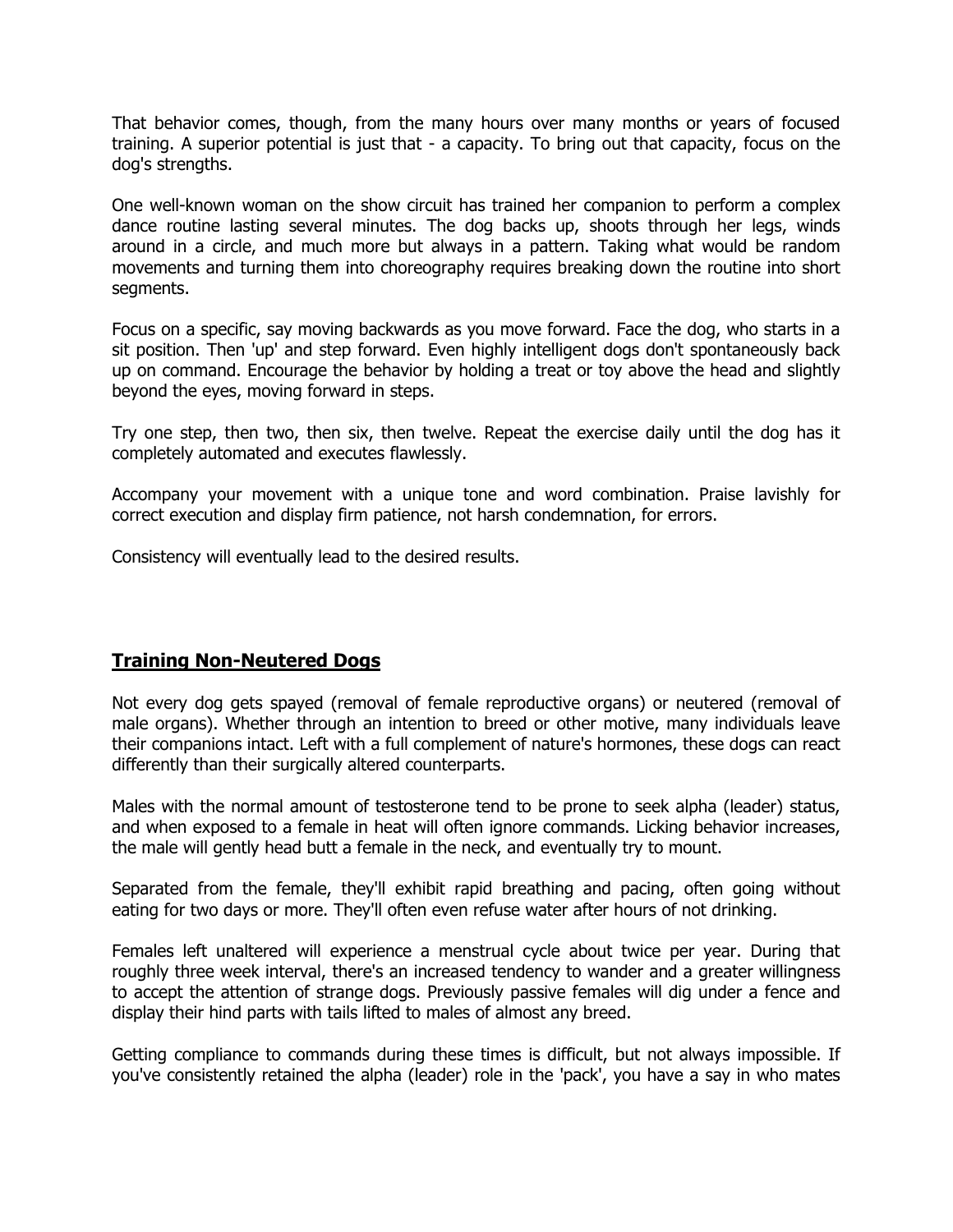That behavior comes, though, from the many hours over many months or years of focused training. A superior potential is just that - a capacity. To bring out that capacity, focus on the dog's strengths.

One well-known woman on the show circuit has trained her companion to perform a complex dance routine lasting several minutes. The dog backs up, shoots through her legs, winds around in a circle, and much more but always in a pattern. Taking what would be random movements and turning them into choreography requires breaking down the routine into short segments.

Focus on a specific, say moving backwards as you move forward. Face the dog, who starts in a sit position. Then 'up' and step forward. Even highly intelligent dogs don't spontaneously back up on command. Encourage the behavior by holding a treat or toy above the head and slightly beyond the eyes, moving forward in steps.

Try one step, then two, then six, then twelve. Repeat the exercise daily until the dog has it completely automated and executes flawlessly.

Accompany your movement with a unique tone and word combination. Praise lavishly for correct execution and display firm patience, not harsh condemnation, for errors.

Consistency will eventually lead to the desired results.

## Training Non-Neutered Dogs

Not every dog gets spayed (removal of female reproductive organs) or neutered (removal of male organs). Whether through an intention to breed or other motive, many individuals leave their companions intact. Left with a full complement of nature's hormones, these dogs can react differently than their surgically altered counterparts.

Males with the normal amount of testosterone tend to be prone to seek alpha (leader) status, and when exposed to a female in heat will often ignore commands. Licking behavior increases, the male will gently head butt a female in the neck, and eventually try to mount.

Separated from the female, they'll exhibit rapid breathing and pacing, often going without eating for two days or more. They'll often even refuse water after hours of not drinking.

Females left unaltered will experience a menstrual cycle about twice per year. During that roughly three week interval, there's an increased tendency to wander and a greater willingness to accept the attention of strange dogs. Previously passive females will dig under a fence and display their hind parts with tails lifted to males of almost any breed.

Getting compliance to commands during these times is difficult, but not always impossible. If you've consistently retained the alpha (leader) role in the 'pack', you have a say in who mates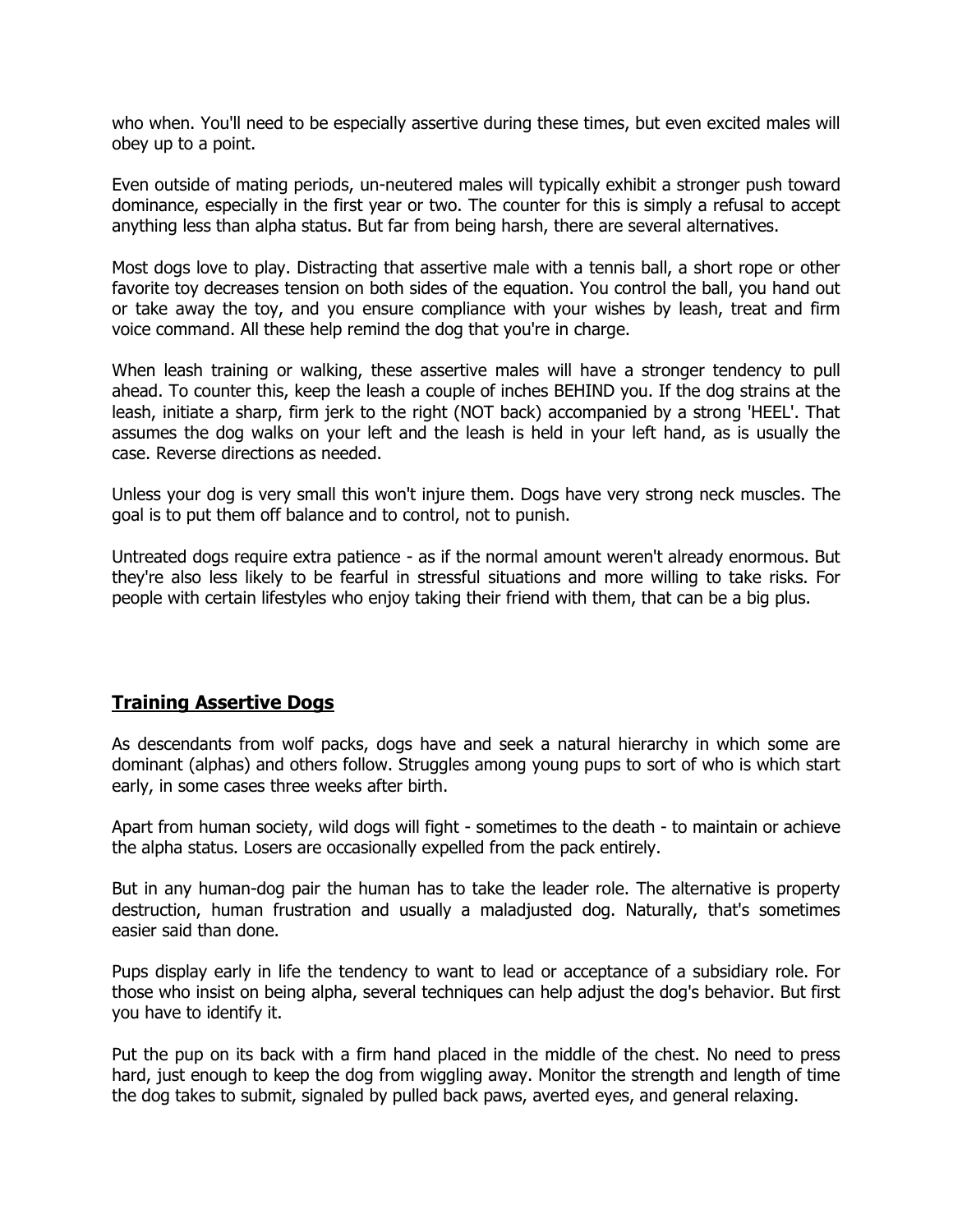who when. You'll need to be especially assertive during these times, but even excited males will obey up to a point.

Even outside of mating periods, un-neutered males will typically exhibit a stronger push toward dominance, especially in the first year or two. The counter for this is simply a refusal to accept anything less than alpha status. But far from being harsh, there are several alternatives.

Most dogs love to play. Distracting that assertive male with a tennis ball, a short rope or other favorite toy decreases tension on both sides of the equation. You control the ball, you hand out or take away the toy, and you ensure compliance with your wishes by leash, treat and firm voice command. All these help remind the dog that you're in charge.

When leash training or walking, these assertive males will have a stronger tendency to pull ahead. To counter this, keep the leash a couple of inches BEHIND you. If the dog strains at the leash, initiate a sharp, firm jerk to the right (NOT back) accompanied by a strong 'HEEL'. That assumes the dog walks on your left and the leash is held in your left hand, as is usually the case. Reverse directions as needed.

Unless your dog is very small this won't injure them. Dogs have very strong neck muscles. The goal is to put them off balance and to control, not to punish.

Untreated dogs require extra patience - as if the normal amount weren't already enormous. But they're also less likely to be fearful in stressful situations and more willing to take risks. For people with certain lifestyles who enjoy taking their friend with them, that can be a big plus.

## Training Assertive Dogs

As descendants from wolf packs, dogs have and seek a natural hierarchy in which some are dominant (alphas) and others follow. Struggles among young pups to sort of who is which start early, in some cases three weeks after birth.

Apart from human society, wild dogs will fight - sometimes to the death - to maintain or achieve the alpha status. Losers are occasionally expelled from the pack entirely.

But in any human-dog pair the human has to take the leader role. The alternative is property destruction, human frustration and usually a maladjusted dog. Naturally, that's sometimes easier said than done.

Pups display early in life the tendency to want to lead or acceptance of a subsidiary role. For those who insist on being alpha, several techniques can help adjust the dog's behavior. But first you have to identify it.

Put the pup on its back with a firm hand placed in the middle of the chest. No need to press hard, just enough to keep the dog from wiggling away. Monitor the strength and length of time the dog takes to submit, signaled by pulled back paws, averted eyes, and general relaxing.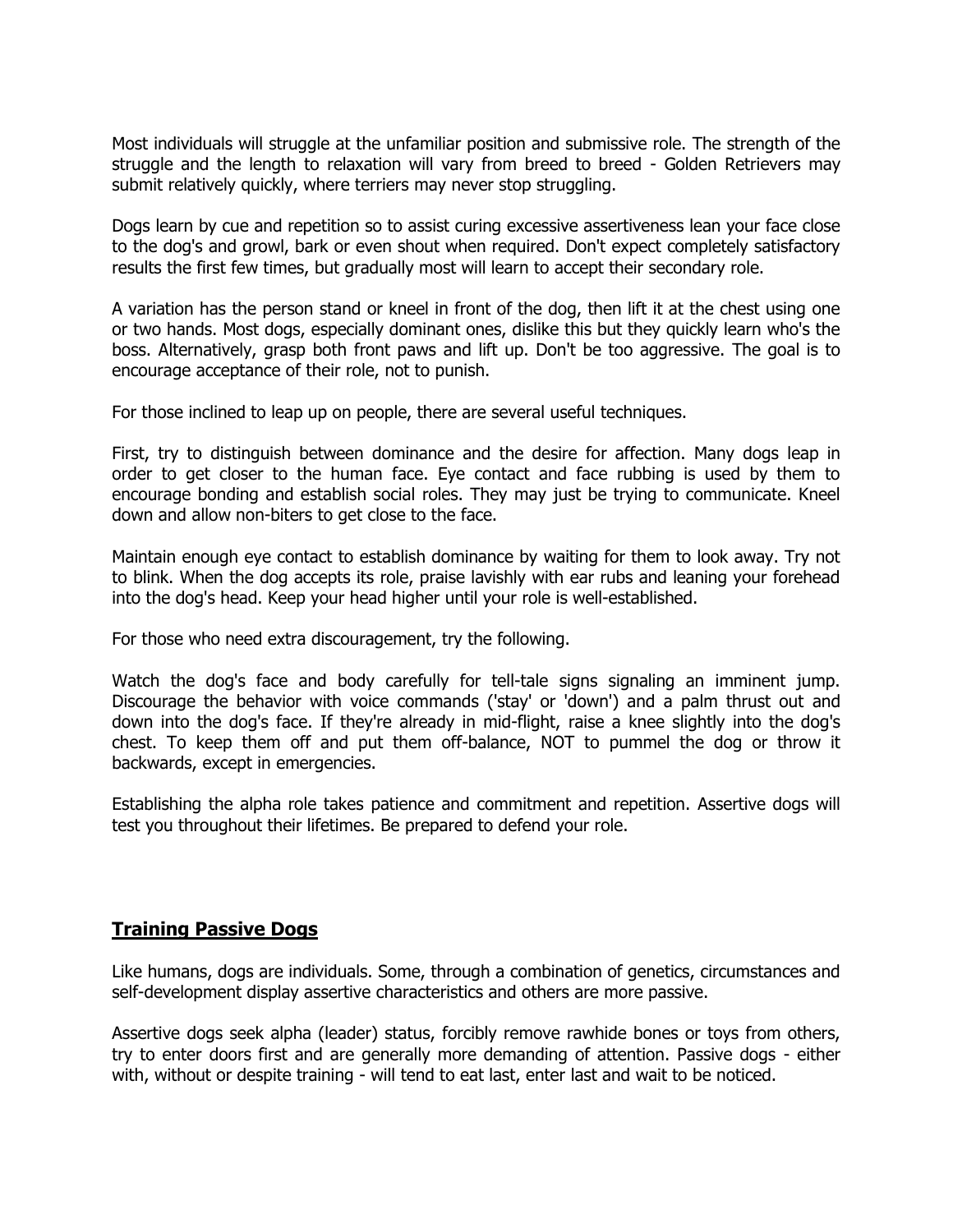Most individuals will struggle at the unfamiliar position and submissive role. The strength of the struggle and the length to relaxation will vary from breed to breed - Golden Retrievers may submit relatively quickly, where terriers may never stop struggling.

Dogs learn by cue and repetition so to assist curing excessive assertiveness lean your face close to the dog's and growl, bark or even shout when required. Don't expect completely satisfactory results the first few times, but gradually most will learn to accept their secondary role.

A variation has the person stand or kneel in front of the dog, then lift it at the chest using one or two hands. Most dogs, especially dominant ones, dislike this but they quickly learn who's the boss. Alternatively, grasp both front paws and lift up. Don't be too aggressive. The goal is to encourage acceptance of their role, not to punish.

For those inclined to leap up on people, there are several useful techniques.

First, try to distinguish between dominance and the desire for affection. Many dogs leap in order to get closer to the human face. Eye contact and face rubbing is used by them to encourage bonding and establish social roles. They may just be trying to communicate. Kneel down and allow non-biters to get close to the face.

Maintain enough eye contact to establish dominance by waiting for them to look away. Try not to blink. When the dog accepts its role, praise lavishly with ear rubs and leaning your forehead into the dog's head. Keep your head higher until your role is well-established.

For those who need extra discouragement, try the following.

Watch the dog's face and body carefully for tell-tale signs signaling an imminent jump. Discourage the behavior with voice commands ('stay' or 'down') and a palm thrust out and down into the dog's face. If they're already in mid-flight, raise a knee slightly into the dog's chest. To keep them off and put them off-balance, NOT to pummel the dog or throw it backwards, except in emergencies.

Establishing the alpha role takes patience and commitment and repetition. Assertive dogs will test you throughout their lifetimes. Be prepared to defend your role.

## Training Passive Dogs

Like humans, dogs are individuals. Some, through a combination of genetics, circumstances and self-development display assertive characteristics and others are more passive.

Assertive dogs seek alpha (leader) status, forcibly remove rawhide bones or toys from others, try to enter doors first and are generally more demanding of attention. Passive dogs - either with, without or despite training - will tend to eat last, enter last and wait to be noticed.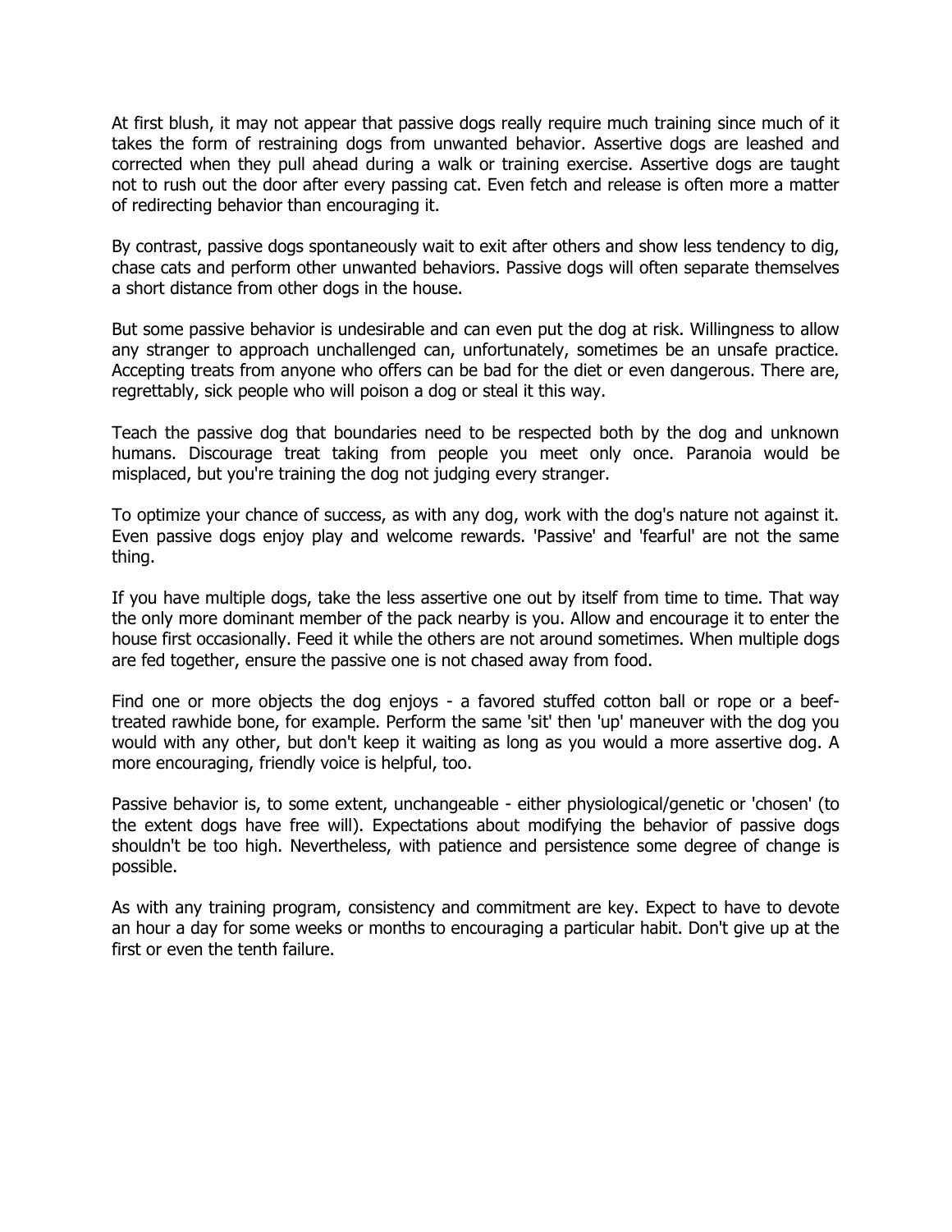At first blush, it may not appear that passive dogs really require much training since much of it takes the form of restraining dogs from unwanted behavior. Assertive dogs are leashed and corrected when they pull ahead during a walk or training exercise. Assertive dogs are taught not to rush out the door after every passing cat. Even fetch and release is often more a matter of redirecting behavior than encouraging it.

By contrast, passive dogs spontaneously wait to exit after others and show less tendency to dig, chase cats and perform other unwanted behaviors. Passive dogs will often separate themselves a short distance from other dogs in the house.

But some passive behavior is undesirable and can even put the dog at risk. Willingness to allow any stranger to approach unchallenged can, unfortunately, sometimes be an unsafe practice. Accepting treats from anyone who offers can be bad for the diet or even dangerous. There are, regrettably, sick people who will poison a dog or steal it this way.

Teach the passive dog that boundaries need to be respected both by the dog and unknown humans. Discourage treat taking from people you meet only once. Paranoia would be misplaced, but you're training the dog not judging every stranger.

To optimize your chance of success, as with any dog, work with the dog's nature not against it. Even passive dogs enjoy play and welcome rewards. 'Passive' and 'fearful' are not the same thing.

If you have multiple dogs, take the less assertive one out by itself from time to time. That way the only more dominant member of the pack nearby is you. Allow and encourage it to enter the house first occasionally. Feed it while the others are not around sometimes. When multiple dogs are fed together, ensure the passive one is not chased away from food.

Find one or more objects the dog enjoys - a favored stuffed cotton ball or rope or a beef-treated rawhide bone, for example. Perform the same 'sit' then 'up' maneuver with the dog you would with any other, but don't keep it waiting as long as you would a more assertive dog. A more encouraging, friendly voice is helpful, too.

Passive behavior is, to some extent, unchangeable - either physiological/genetic or 'chosen' (to the extent dogs have free will). Expectations about modifying the behavior of passive dogs shouldn't be too high. Nevertheless, with patience and persistence some degree of change is possible.

As with any training program, consistency and commitment are key. Expect to have to devote an hour a day for some weeks or months to encouraging a particular habit. Don't give up at the first or even the tenth failure.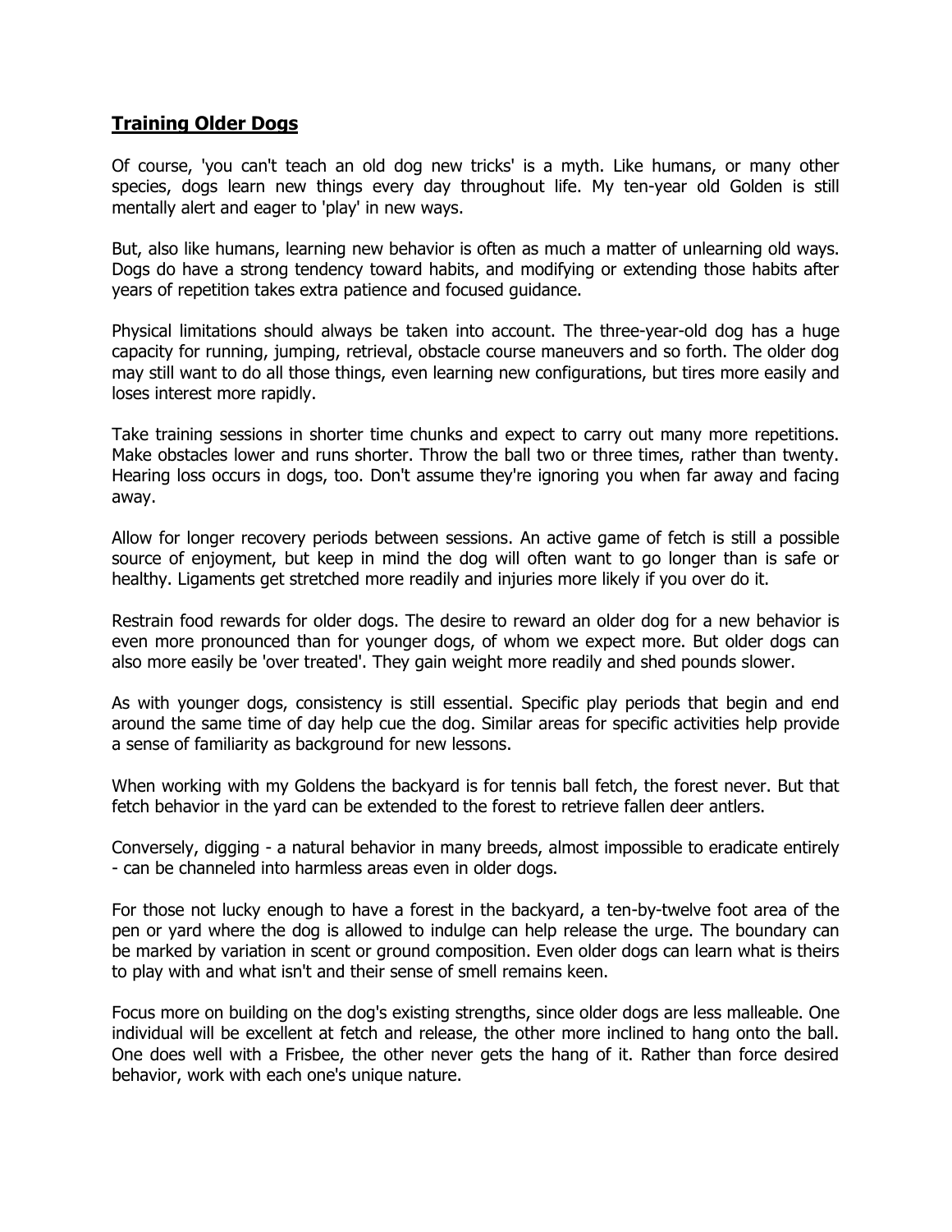## **Training Older Dogs**

Of course, 'you can't teach an old dog new tricks' is a myth. Like humans, or many other species, dogs learn new things every day throughout life. My ten-year old Golden is still mentally alert and eager to 'play' in new ways.

But, also like humans, learning new behavior is often as much a matter of unlearning old ways. Dogs do have a strong tendency toward habits, and modifying or extending those habits after years of repetition takes extra patience and focused guidance.

Physical limitations should always be taken into account. The three-year-old dog has a huge capacity for running, jumping, retrieval, obstacle course maneuvers and so forth. The older dog may still want to do all those things, even learning new configurations, but tires more easily and loses interest more rapidly.

Take training sessions in shorter time chunks and expect to carry out many more repetitions. Make obstacles lower and runs shorter. Throw the ball two or three times, rather than twenty. Hearing loss occurs in dogs, too. Don't assume they're ignoring you when far away and facing away.

Allow for longer recovery periods between sessions. An active game of fetch is still a possible source of enjoyment, but keep in mind the dog will often want to go longer than is safe or healthy. Ligaments get stretched more readily and injuries more likely if you over do it.

Restrain food rewards for older dogs. The desire to reward an older dog for a new behavior is even more pronounced than for younger dogs, of whom we expect more. But older dogs can also more easily be 'over treated'. They gain weight more readily and shed pounds slower.

As with younger dogs, consistency is still essential. Specific play periods that begin and end around the same time of day help cue the dog. Similar areas for specific activities help provide a sense of familiarity as background for new lessons.

When working with my Goldens the backyard is for tennis ball fetch, the forest never. But that fetch behavior in the yard can be extended to the forest to retrieve fallen deer antlers.

Conversely, digging - a natural behavior in many breeds, almost impossible to eradicate entirely - can be channeled into harmless areas even in older dogs.

For those not lucky enough to have a forest in the backyard, a ten-by-twelve foot area of the pen or yard where the dog is allowed to indulge can help release the urge. The boundary can be marked by variation in scent or ground composition. Even older dogs can learn what is theirs to play with and what isn't and their sense of smell remains keen.

Focus more on building on the dog's existing strengths, since older dogs are less malleable. One individual will be excellent at fetch and release, the other more inclined to hang onto the ball. One does well with a Frisbee, the other never gets the hang of it. Rather than force desired behavior, work with each one's unique nature.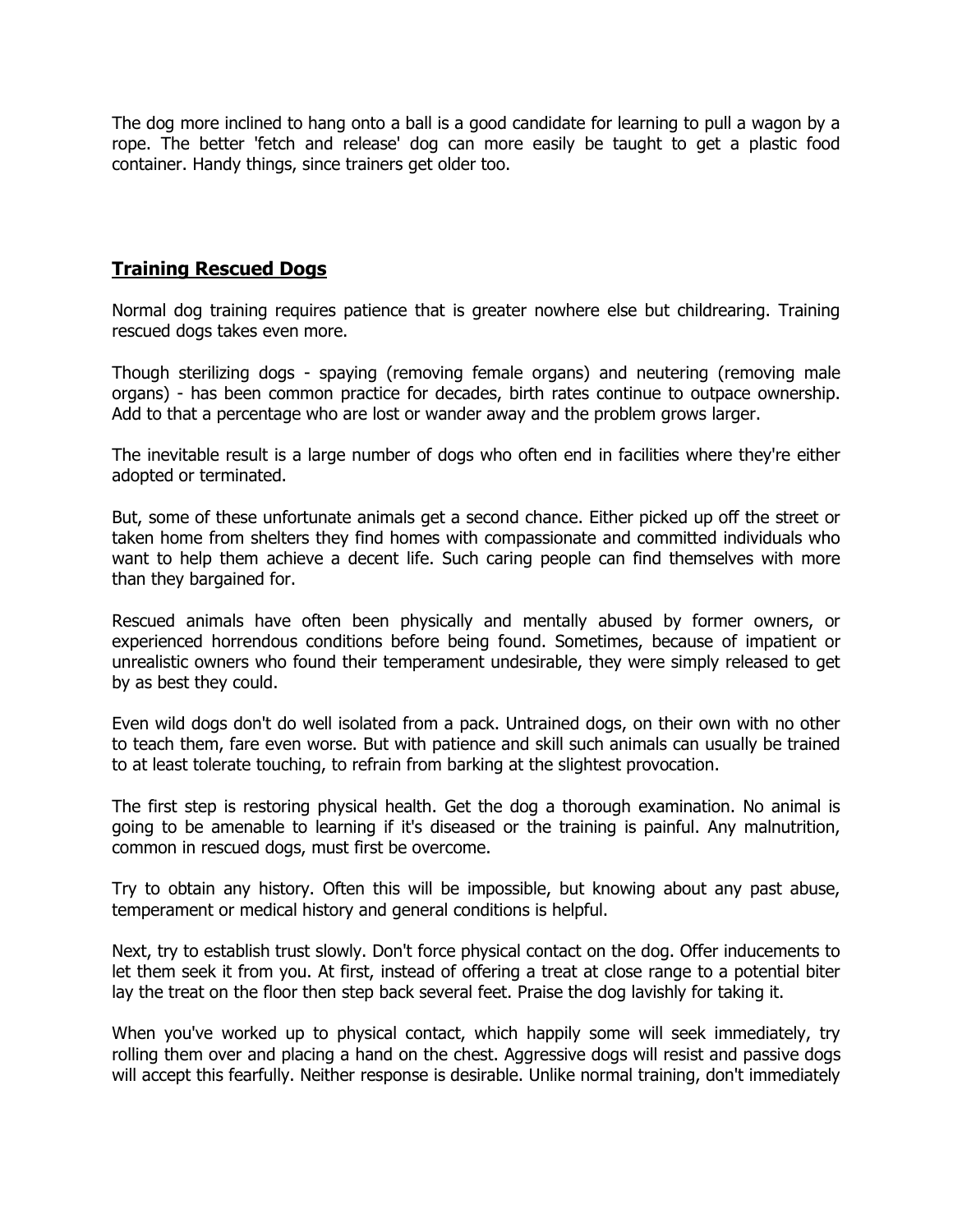The dog more inclined to hang onto a ball is a good candidate for learning to pull a wagon by a rope. The better 'fetch and release' dog can more easily be taught to get a plastic food container. Handy things, since trainers get older too.

## **Training Rescued Dogs**

Normal dog training requires patience that is greater nowhere else but childrearing. Training rescued dogs takes even more.

Though sterilizing dogs - spaying (removing female organs) and neutering (removing male organs) - has been common practice for decades, birth rates continue to outpace ownership. Add to that a percentage who are lost or wander away and the problem grows larger.

The inevitable result is a large number of dogs who often end in facilities where they're either adopted or terminated.

But, some of these unfortunate animals get a second chance. Either picked up off the street or taken home from shelters they find homes with compassionate and committed individuals who want to help them achieve a decent life. Such caring people can find themselves with more than they bargained for.

Rescued animals have often been physically and mentally abused by former owners, or experienced horrendous conditions before being found. Sometimes, because of impatient or unrealistic owners who found their temperament undesirable, they were simply released to get by as best they could.

Even wild dogs don't do well isolated from a pack. Untrained dogs, on their own with no other to teach them, fare even worse. But with patience and skill such animals can usually be trained to at least tolerate touching, to refrain from barking at the slightest provocation.

The first step is restoring physical health. Get the dog a thorough examination. No animal is going to be amenable to learning if it's diseased or the training is painful. Any malnutrition, common in rescued dogs, must first be overcome.

Try to obtain any history. Often this will be impossible, but knowing about any past abuse, temperament or medical history and general conditions is helpful.

Next, try to establish trust slowly. Don't force physical contact on the dog. Offer inducements to let them seek it from you. At first, instead of offering a treat at close range to a potential biter lay the treat on the floor then step back several feet. Praise the dog lavishly for taking it.

When you've worked up to physical contact, which happily some will seek immediately, try rolling them over and placing a hand on the chest. Aggressive dogs will resist and passive dogs will accept this fearfully. Neither response is desirable. Unlike normal training, don't immediately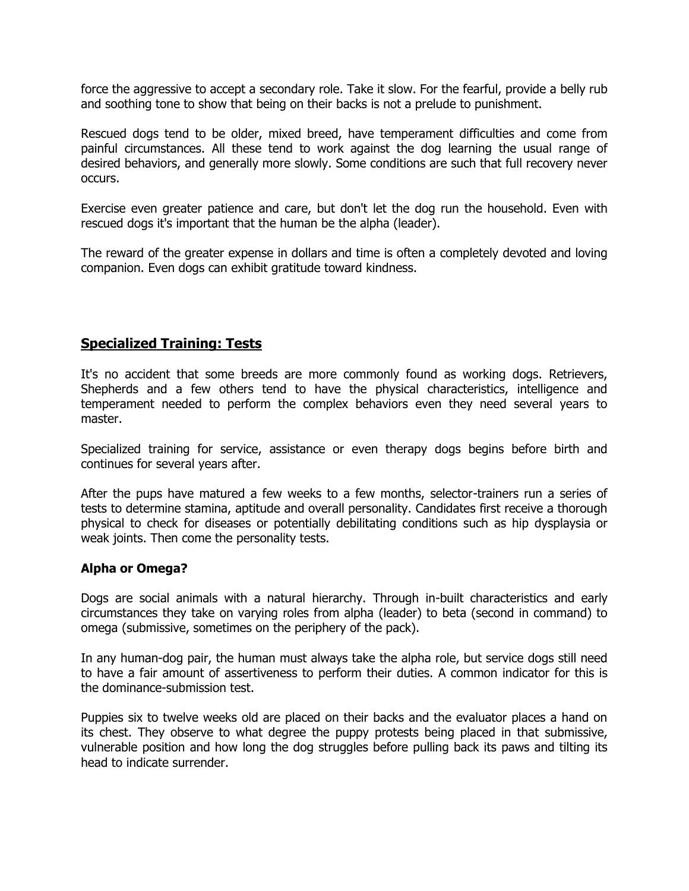force the aggressive to accept a secondary role. Take it slow. For the fearful, provide a belly rub and soothing tone to show that being on their backs is not a prelude to punishment.

Rescued dogs tend to be older, mixed breed, have temperament difficulties and come from painful circumstances. All these tend to work against the dog learning the usual range of desired behaviors, and generally more slowly. Some conditions are such that full recovery never occurs.

Exercise even greater patience and care, but don't let the dog run the household. Even with rescued dogs it's important that the human be the alpha (leader).

The reward of the greater expense in dollars and time is often a completely devoted and loving companion. Even dogs can exhibit gratitude toward kindness.

## Specialized Training: Tests

It's no accident that some breeds are more commonly found as working dogs. Retrievers, Shepherds and a few others tend to have the physical characteristics, intelligence and temperament needed to perform the complex behaviors even they need several years to master.

Specialized training for service, assistance or even therapy dogs begins before birth and continues for several years after.

After the pups have matured a few weeks to a few months, selector-trainers run a series of tests to determine stamina, aptitude and overall personality. Candidates first receive a thorough physical to check for diseases or potentially debilitating conditions such as hip dysplaysia or weak joints. Then come the personality tests.

### Alpha or Omega?

Dogs are social animals with a natural hierarchy. Through in-built characteristics and early circumstances they take on varying roles from alpha (leader) to beta (second in command) to omega (submissive, sometimes on the periphery of the pack).

In any human-dog pair, the human must always take the alpha role, but service dogs still need to have a fair amount of assertiveness to perform their duties. A common indicator for this is the dominance-submission test.

Puppies six to twelve weeks old are placed on their backs and the evaluator places a hand on its chest. They observe to what degree the puppy protests being placed in that submissive, vulnerable position and how long the dog struggles before pulling back its paws and tilting its head to indicate surrender.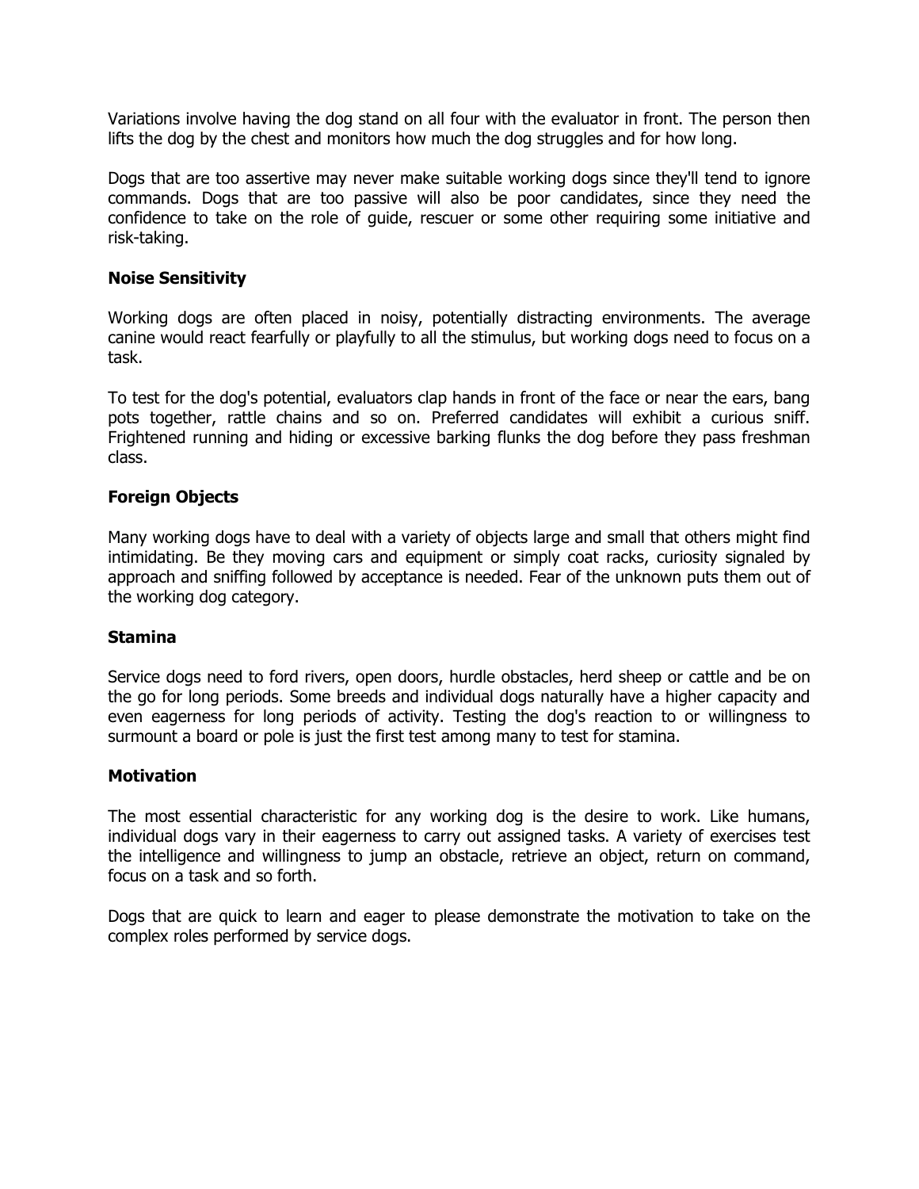Variations involve having the dog stand on all four with the evaluator in front. The person then lifts the dog by the chest and monitors how much the dog struggles and for how long.

Dogs that are too assertive may never make suitable working dogs since they'll tend to ignore commands. Dogs that are too passive will also be poor candidates, since they need the confidence to take on the role of guide, rescuer or some other requiring some initiative and risk-taking.

**Noise Sensitivity**

Working dogs are often placed in noisy, potentially distracting environments. The average canine would react fearfully or playfully to all the stimulus, but working dogs need to focus on a task.

To test for the dog's potential, evaluators clap hands in front of the face or near the ears, bang pots together, rattle chains and so on. Preferred candidates will exhibit a curious sniff. Frightened running and hiding or excessive barking flunks the dog before they pass freshman class.

**Foreign Objects**

Many working dogs have to deal with a variety of objects large and small that others might find intimidating. Be they moving cars and equipment or simply coat racks, curiosity signaled by approach and sniffing followed by acceptance is needed. Fear of the unknown puts them out of the working dog category.

**Stamina**

Service dogs need to ford rivers, open doors, hurdle obstacles, herd sheep or cattle and be on the go for long periods. Some breeds and individual dogs naturally have a higher capacity and even eagerness for long periods of activity. Testing the dog's reaction to or willingness to surmount a board or pole is just the first test among many to test for stamina.

**Motivation**

The most essential characteristic for any working dog is the desire to work. Like humans, individual dogs vary in their eagerness to carry out assigned tasks. A variety of exercises test the intelligence and willingness to jump an obstacle, retrieve an object, return on command, focus on a task and so forth.

Dogs that are quick to learn and eager to please demonstrate the motivation to take on the complex roles performed by service dogs.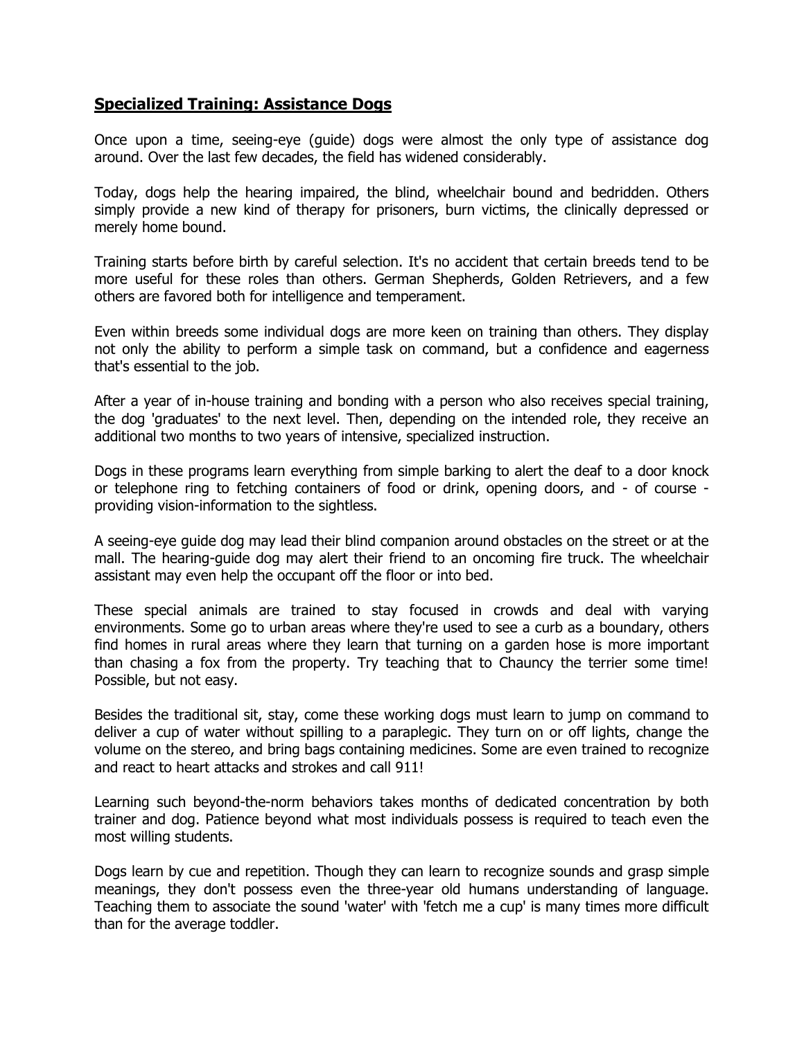## **Specialized Training: Assistance Dogs**

Once upon a time, seeing-eye (guide) dogs were almost the only type of assistance dog around. Over the last few decades, the field has widened considerably.

Today, dogs help the hearing impaired, the blind, wheelchair bound and bedridden. Others simply provide a new kind of therapy for prisoners, burn victims, the clinically depressed or merely home bound.

Training starts before birth by careful selection. It's no accident that certain breeds tend to be more useful for these roles than others. German Shepherds, Golden Retrievers, and a few others are favored both for intelligence and temperament.

Even within breeds some individual dogs are more keen on training than others. They display not only the ability to perform a simple task on command, but a confidence and eagerness that's essential to the job.

After a year of in-house training and bonding with a person who also receives special training, the dog 'graduates' to the next level. Then, depending on the intended role, they receive an additional two months to two years of intensive, specialized instruction.

Dogs in these programs learn everything from simple barking to alert the deaf to a door knock or telephone ring to fetching containers of food or drink, opening doors, and - of course - providing vision-information to the sightless.

A seeing-eye guide dog may lead their blind companion around obstacles on the street or at the mall. The hearing-guide dog may alert their friend to an oncoming fire truck. The wheelchair assistant may even help the occupant off the floor or into bed.

These special animals are trained to stay focused in crowds and deal with varying environments. Some go to urban areas where they're used to see a curb as a boundary, others find homes in rural areas where they learn that turning on a garden hose is more important than chasing a fox from the property. Try teaching that to Chauncy the terrier some time! Possible, but not easy.

Besides the traditional sit, stay, come these working dogs must learn to jump on command to deliver a cup of water without spilling to a paraplegic. They turn on or off lights, change the volume on the stereo, and bring bags containing medicines. Some are even trained to recognize and react to heart attacks and strokes and call 911!

Learning such beyond-the-norm behaviors takes months of dedicated concentration by both trainer and dog. Patience beyond what most individuals possess is required to teach even the most willing students.

Dogs learn by cue and repetition. Though they can learn to recognize sounds and grasp simple meanings, they don't possess even the three-year old humans understanding of language. Teaching them to associate the sound 'water' with 'fetch me a cup' is many times more difficult than for the average toddler.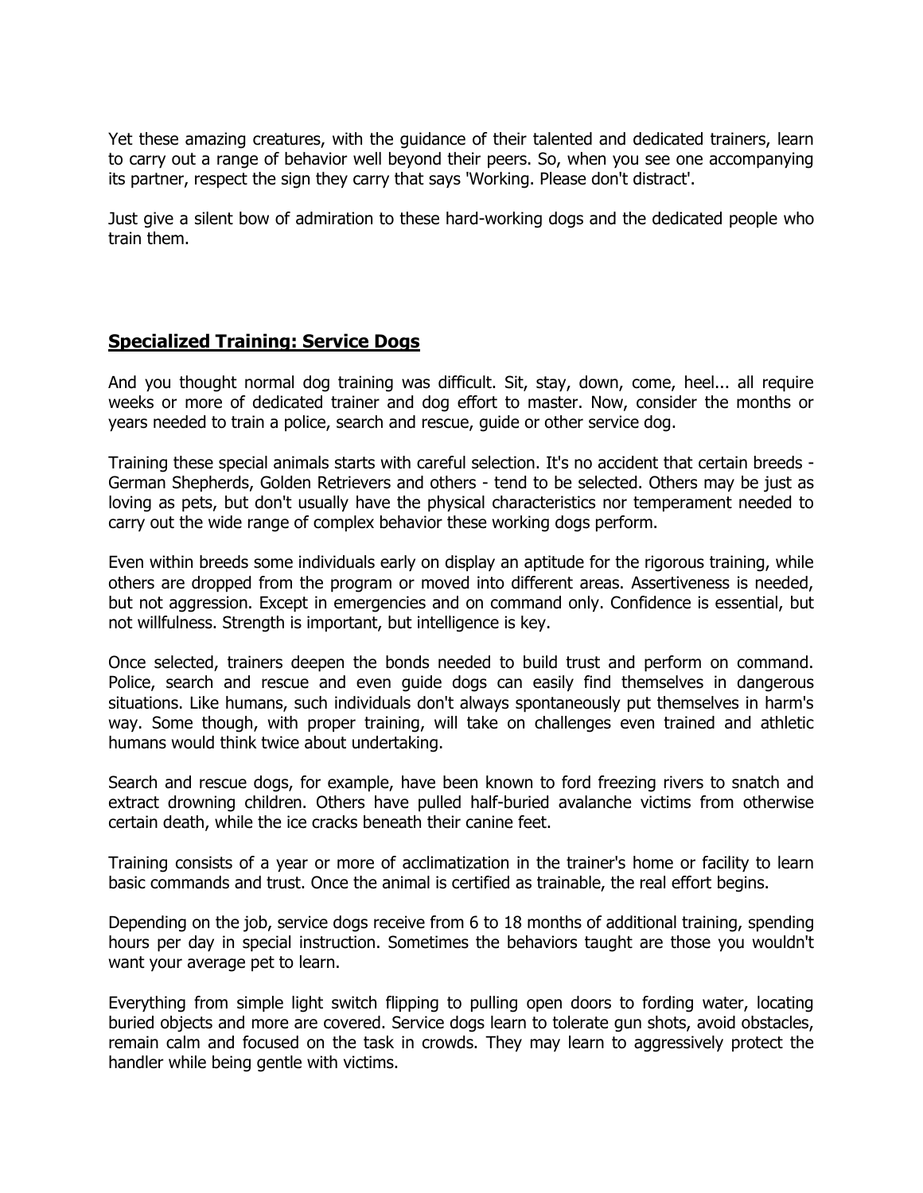Yet these amazing creatures, with the guidance of their talented and dedicated trainers, learn to carry out a range of behavior well beyond their peers. So, when you see one accompanying its partner, respect the sign they carry that says 'Working. Please don't distract'.

Just give a silent bow of admiration to these hard-working dogs and the dedicated people who train them.

## **Specialized Training: Service Dogs**

And you thought normal dog training was difficult. Sit, stay, down, come, heel... all require weeks or more of dedicated trainer and dog effort to master. Now, consider the months or years needed to train a police, search and rescue, guide or other service dog.

Training these special animals starts with careful selection. It's no accident that certain breeds - German Shepherds, Golden Retrievers and others - tend to be selected. Others may be just as loving as pets, but don't usually have the physical characteristics nor temperament needed to carry out the wide range of complex behavior these working dogs perform.

Even within breeds some individuals early on display an aptitude for the rigorous training, while others are dropped from the program or moved into different areas. Assertiveness is needed, but not aggression. Except in emergencies and on command only. Confidence is essential, but not willfulness. Strength is important, but intelligence is key.

Once selected, trainers deepen the bonds needed to build trust and perform on command. Police, search and rescue and even guide dogs can easily find themselves in dangerous situations. Like humans, such individuals don't always spontaneously put themselves in harm's way. Some though, with proper training, will take on challenges even trained and athletic humans would think twice about undertaking.

Search and rescue dogs, for example, have been known to ford freezing rivers to snatch and extract drowning children. Others have pulled half-buried avalanche victims from otherwise certain death, while the ice cracks beneath their canine feet.

Training consists of a year or more of acclimatization in the trainer's home or facility to learn basic commands and trust. Once the animal is certified as trainable, the real effort begins.

Depending on the job, service dogs receive from 6 to 18 months of additional training, spending hours per day in special instruction. Sometimes the behaviors taught are those you wouldn't want your average pet to learn.

Everything from simple light switch flipping to pulling open doors to fording water, locating buried objects and more are covered. Service dogs learn to tolerate gun shots, avoid obstacles, remain calm and focused on the task in crowds. They may learn to aggressively protect the handler while being gentle with victims.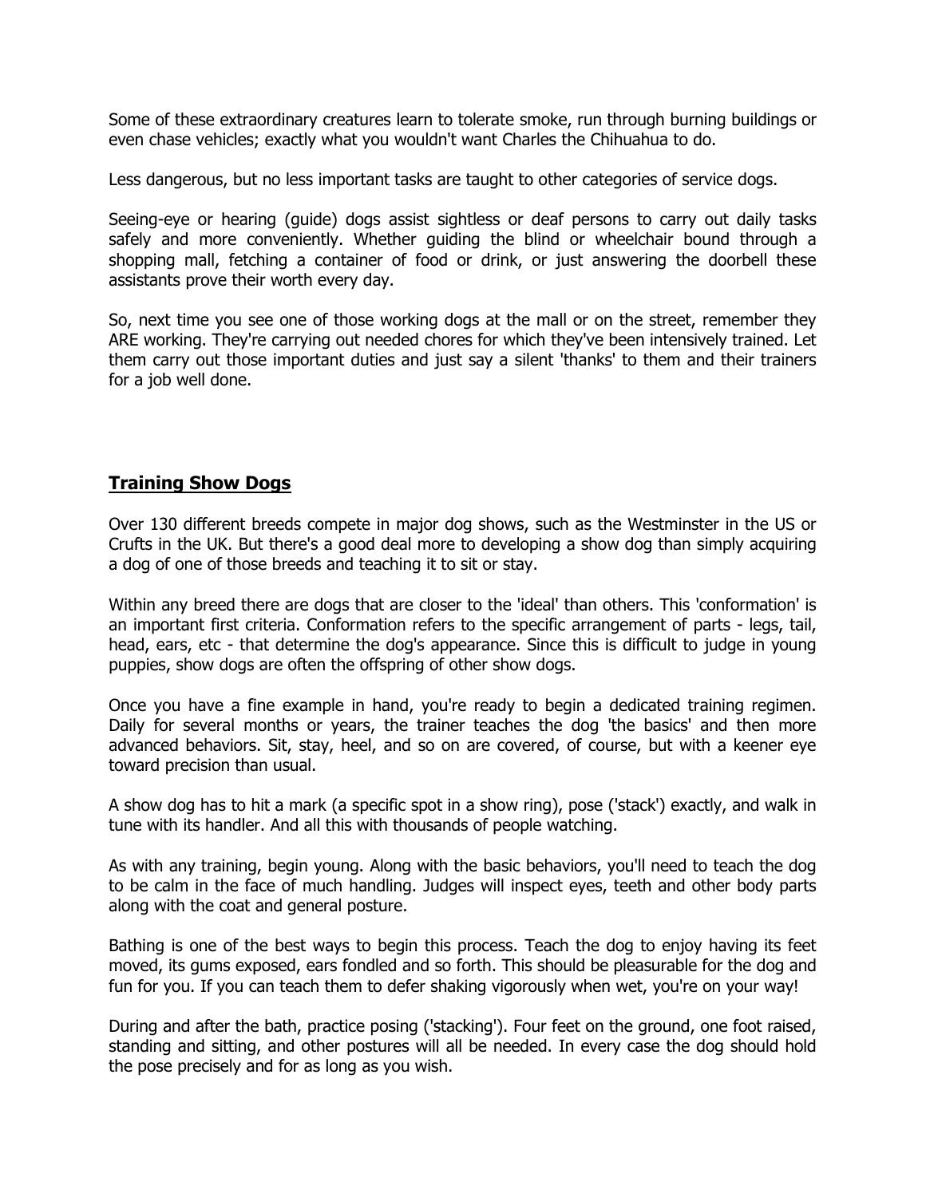Some of these extraordinary creatures learn to tolerate smoke, run through burning buildings or even chase vehicles; exactly what you wouldn't want Charles the Chihuahua to do.

Less dangerous, but no less important tasks are taught to other categories of service dogs.

Seeing-eye or hearing (guide) dogs assist sightless or deaf persons to carry out daily tasks safely and more conveniently. Whether guiding the blind or wheelchair bound through a shopping mall, fetching a container of food or drink, or just answering the doorbell these assistants prove their worth every day.

So, next time you see one of those working dogs at the mall or on the street, remember they ARE working. They're carrying out needed chores for which they've been intensively trained. Let them carry out those important duties and just say a silent 'thanks' to them and their trainers for a job well done.

## **Training Show Dogs**

Over 130 different breeds compete in major dog shows, such as the Westminster in the US or Crufts in the UK. But there's a good deal more to developing a show dog than simply acquiring a dog of one of those breeds and teaching it to sit or stay.

Within any breed there are dogs that are closer to the 'ideal' than others. This 'conformation' is an important first criteria. Conformation refers to the specific arrangement of parts - legs, tail, head, ears, etc - that determine the dog's appearance. Since this is difficult to judge in young puppies, show dogs are often the offspring of other show dogs.

Once you have a fine example in hand, you're ready to begin a dedicated training regimen. Daily for several months or years, the trainer teaches the dog 'the basics' and then more advanced behaviors. Sit, stay, heel, and so on are covered, of course, but with a keener eye toward precision than usual.

A show dog has to hit a mark (a specific spot in a show ring), pose ('stack') exactly, and walk in tune with its handler. And all this with thousands of people watching.

As with any training, begin young. Along with the basic behaviors, you'll need to teach the dog to be calm in the face of much handling. Judges will inspect eyes, teeth and other body parts along with the coat and general posture.

Bathing is one of the best ways to begin this process. Teach the dog to enjoy having its feet moved, its gums exposed, ears fondled and so forth. This should be pleasurable for the dog and fun for you. If you can teach them to defer shaking vigorously when wet, you're on your way!

During and after the bath, practice posing ('stacking'). Four feet on the ground, one foot raised, standing and sitting, and other postures will all be needed. In every case the dog should hold the pose precisely and for as long as you wish.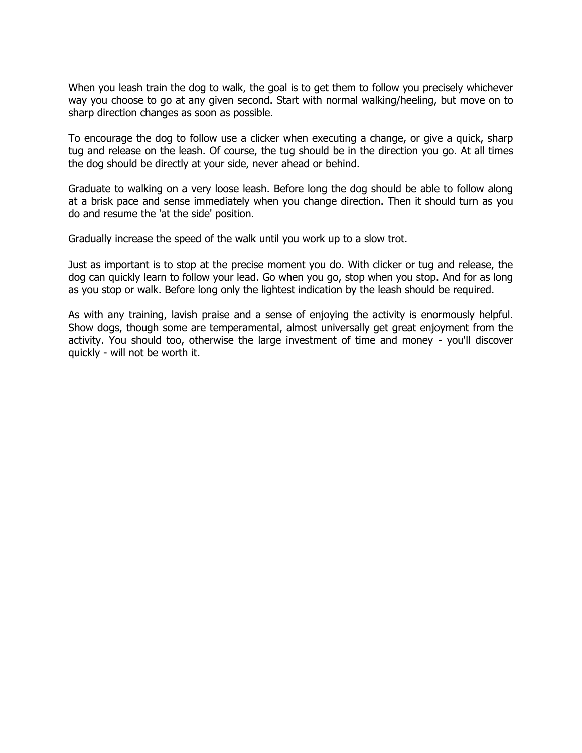When you leash train the dog to walk, the goal is to get them to follow you precisely whichever way you choose to go at any given second. Start with normal walking/heeling, but move on to sharp direction changes as soon as possible.

To encourage the dog to follow use a clicker when executing a change, or give a quick, sharp tug and release on the leash. Of course, the tug should be in the direction you go. At all times the dog should be directly at your side, never ahead or behind.

Graduate to walking on a very loose leash. Before long the dog should be able to follow along at a brisk pace and sense immediately when you change direction. Then it should turn as you do and resume the 'at the side' position.

Gradually increase the speed of the walk until you work up to a slow trot.

Just as important is to stop at the precise moment you do. With clicker or tug and release, the dog can quickly learn to follow your lead. Go when you go, stop when you stop. And for as long as you stop or walk. Before long only the lightest indication by the leash should be required.

As with any training, lavish praise and a sense of enjoying the activity is enormously helpful. Show dogs, though some are temperamental, almost universally get great enjoyment from the activity. You should too, otherwise the large investment of time and money - you'll discover quickly - will not be worth it.